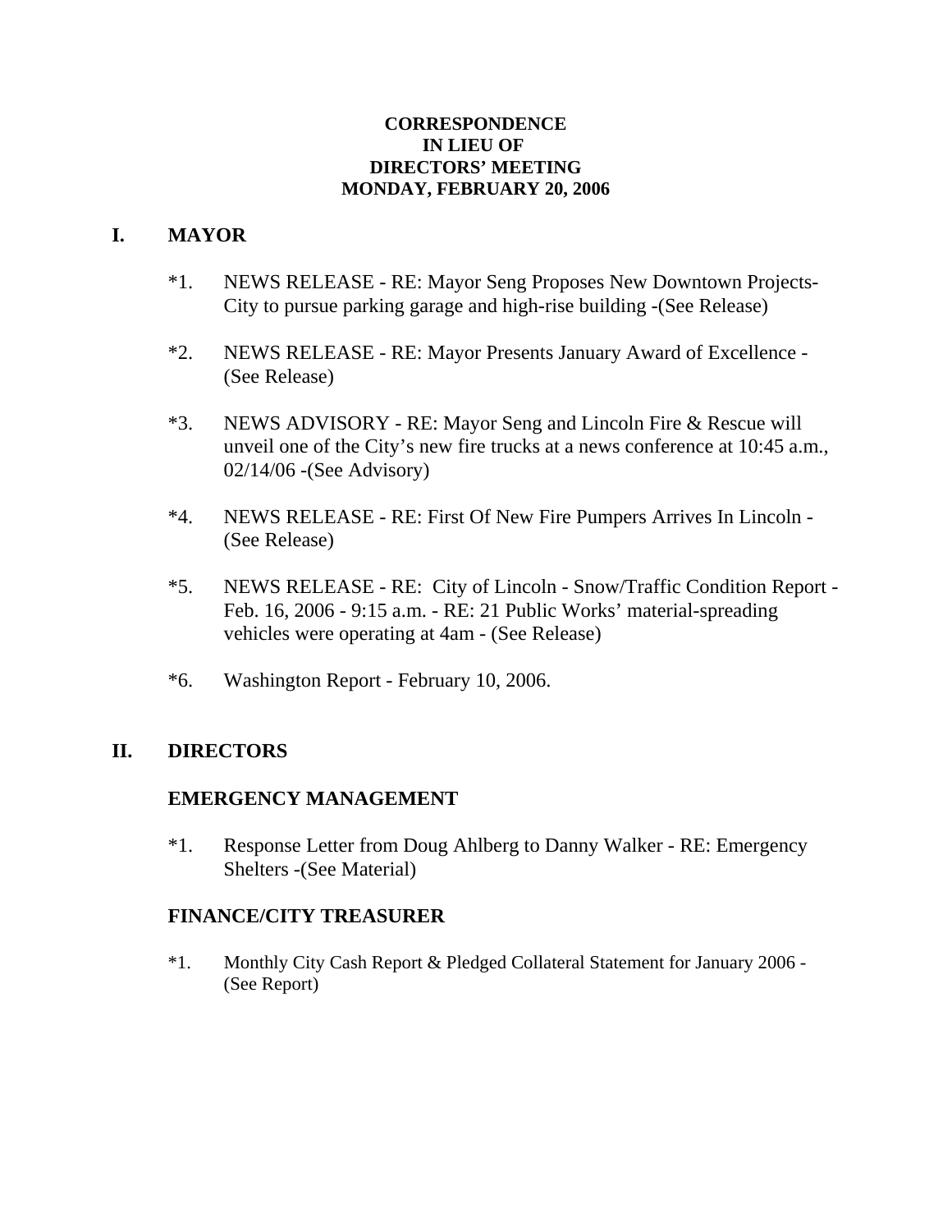**CORRESPONDENCE**
**IN LIEU OF**
**DIRECTORS' MEETING**
**MONDAY, FEBRUARY 20, 2006**

## I. MAYOR

*1. NEWS RELEASE - RE: Mayor Seng Proposes New Downtown Projects- City to pursue parking garage and high-rise building -(See Release)

*2. NEWS RELEASE - RE: Mayor Presents January Award of Excellence - (See Release)

*3. NEWS ADVISORY - RE: Mayor Seng and Lincoln Fire & Rescue will unveil one of the City's new fire trucks at a news conference at 10:45 a.m., 02/14/06 -(See Advisory)

*4. NEWS RELEASE - RE: First Of New Fire Pumpers Arrives In Lincoln - (See Release)

*5. NEWS RELEASE - RE: City of Lincoln - Snow/Traffic Condition Report - Feb. 16, 2006 - 9:15 a.m. - RE: 21 Public Works' material-spreading vehicles were operating at 4am - (See Release)

*6. Washington Report - February 10, 2006.

## II. DIRECTORS

### EMERGENCY MANAGEMENT

*1. Response Letter from Doug Ahlberg to Danny Walker - RE: Emergency Shelters -(See Material)

### FINANCE/CITY TREASURER

*1. Monthly City Cash Report & Pledged Collateral Statement for January 2006 - (See Report)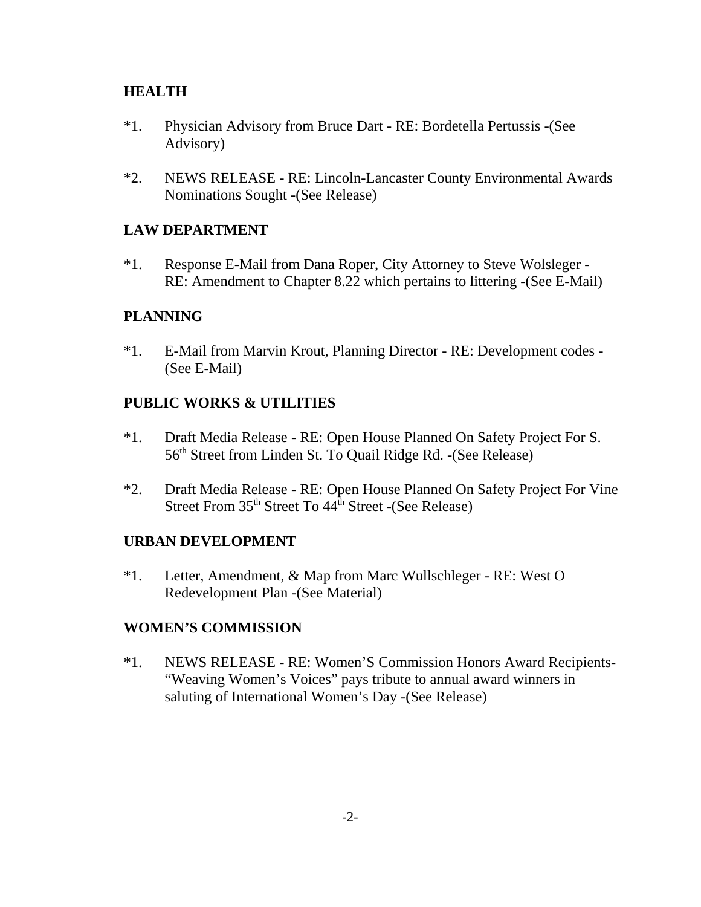**HEALTH**

*1. Physician Advisory from Bruce Dart - RE: Bordetella Pertussis -(See Advisory)

*2. NEWS RELEASE - RE: Lincoln-Lancaster County Environmental Awards Nominations Sought -(See Release)

**LAW DEPARTMENT**

*1. Response E-Mail from Dana Roper, City Attorney to Steve Wolsleger - RE: Amendment to Chapter 8.22 which pertains to littering -(See E-Mail)

**PLANNING**

*1. E-Mail from Marvin Krout, Planning Director - RE: Development codes - (See E-Mail)

**PUBLIC WORKS & UTILITIES**

*1. Draft Media Release - RE: Open House Planned On Safety Project For S. 56th Street from Linden St. To Quail Ridge Rd. -(See Release)

*2. Draft Media Release - RE: Open House Planned On Safety Project For Vine Street From 35th Street To 44th Street -(See Release)

**URBAN DEVELOPMENT**

*1. Letter, Amendment, & Map from Marc Wullschleger - RE: West O Redevelopment Plan -(See Material)

**WOMEN'S COMMISSION**

*1. NEWS RELEASE - RE: Women'S Commission Honors Award Recipients- "Weaving Women's Voices" pays tribute to annual award winners in saluting of International Women's Day -(See Release)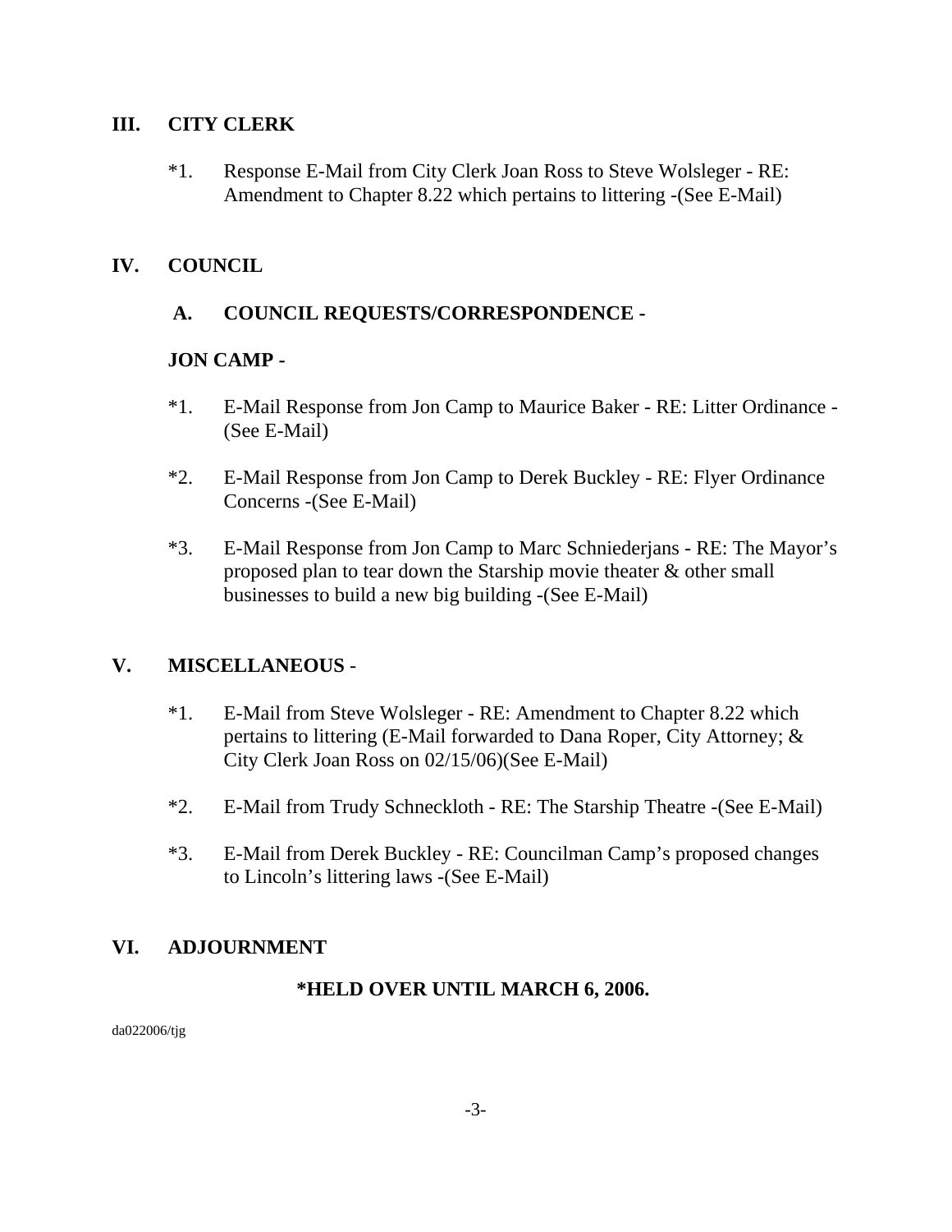## III. CITY CLERK

*1. Response E-Mail from City Clerk Joan Ross to Steve Wolsleger - RE: Amendment to Chapter 8.22 which pertains to littering -(See E-Mail)

## IV. COUNCIL

### A. COUNCIL REQUESTS/CORRESPONDENCE -

**JON CAMP -**

*1. E-Mail Response from Jon Camp to Maurice Baker - RE: Litter Ordinance - (See E-Mail)

*2. E-Mail Response from Jon Camp to Derek Buckley - RE: Flyer Ordinance Concerns -(See E-Mail)

*3. E-Mail Response from Jon Camp to Marc Schniederjans - RE: The Mayor's proposed plan to tear down the Starship movie theater & other small businesses to build a new big building -(See E-Mail)

## V. MISCELLANEOUS -

*1. E-Mail from Steve Wolsleger - RE: Amendment to Chapter 8.22 which pertains to littering (E-Mail forwarded to Dana Roper, City Attorney; & City Clerk Joan Ross on 02/15/06)(See E-Mail)

*2. E-Mail from Trudy Schneckloth - RE: The Starship Theatre -(See E-Mail)

*3. E-Mail from Derek Buckley - RE: Councilman Camp's proposed changes to Lincoln's littering laws -(See E-Mail)

## VI. ADJOURNMENT

**\*HELD OVER UNTIL MARCH 6, 2006.**

da022006/tjg